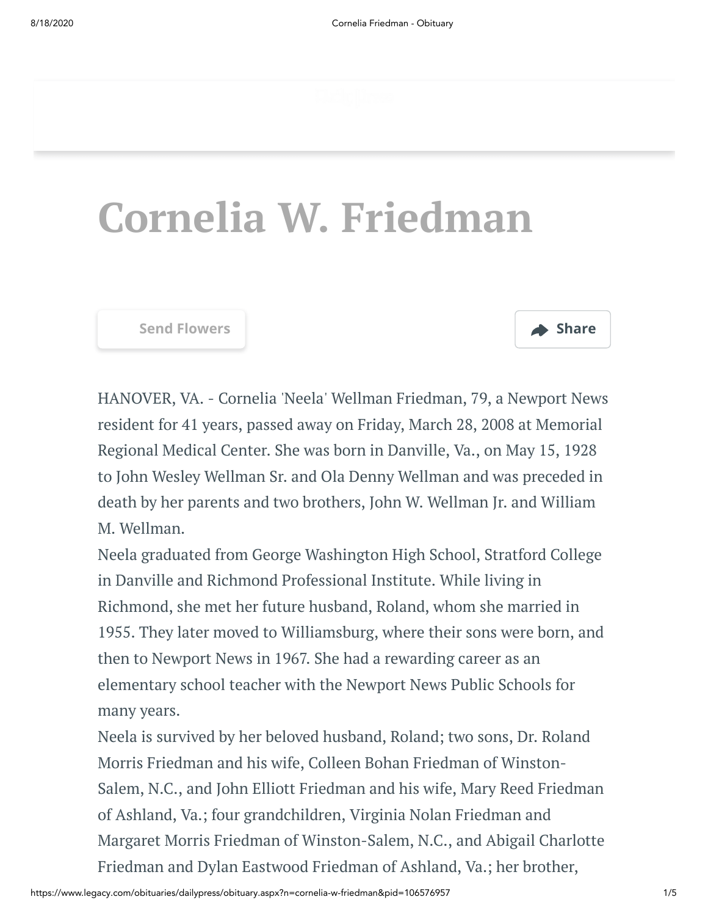# Cornelia W. Friedman

Send Flowers

Share

HANOVER, VA. - Cornelia 'Neela' Wellman Friedman, 79, a Newport News resident for 41 years, passed away on Friday, March 28, 2008 at Memorial Regional Medical Center. She was born in Danville, Va., on May 15, 1928 to John Wesley Wellman Sr. and Ola Denny Wellman and was preceded in death by her parents and two brothers, John W. Wellman Jr. and William M. Wellman.

Neela graduated from George Washington High School, Stratford College in Danville and Richmond Professional Institute. While living in Richmond, she met her future husband, Roland, whom she married in 1955. They later moved to Williamsburg, where their sons were born, and then to Newport News in 1967. She had a rewarding career as an elementary school teacher with the Newport News Public Schools for many years.

Neela is survived by her beloved husband, Roland; two sons, Dr. Roland Morris Friedman and his wife, Colleen Bohan Friedman of Winston-Salem, N.C., and John Elliott Friedman and his wife, Mary Reed Friedman of Ashland, Va.; four grandchildren, Virginia Nolan Friedman and Margaret Morris Friedman of Winston-Salem, N.C., and Abigail Charlotte Friedman and Dylan Eastwood Friedman of Ashland, Va.; her brother,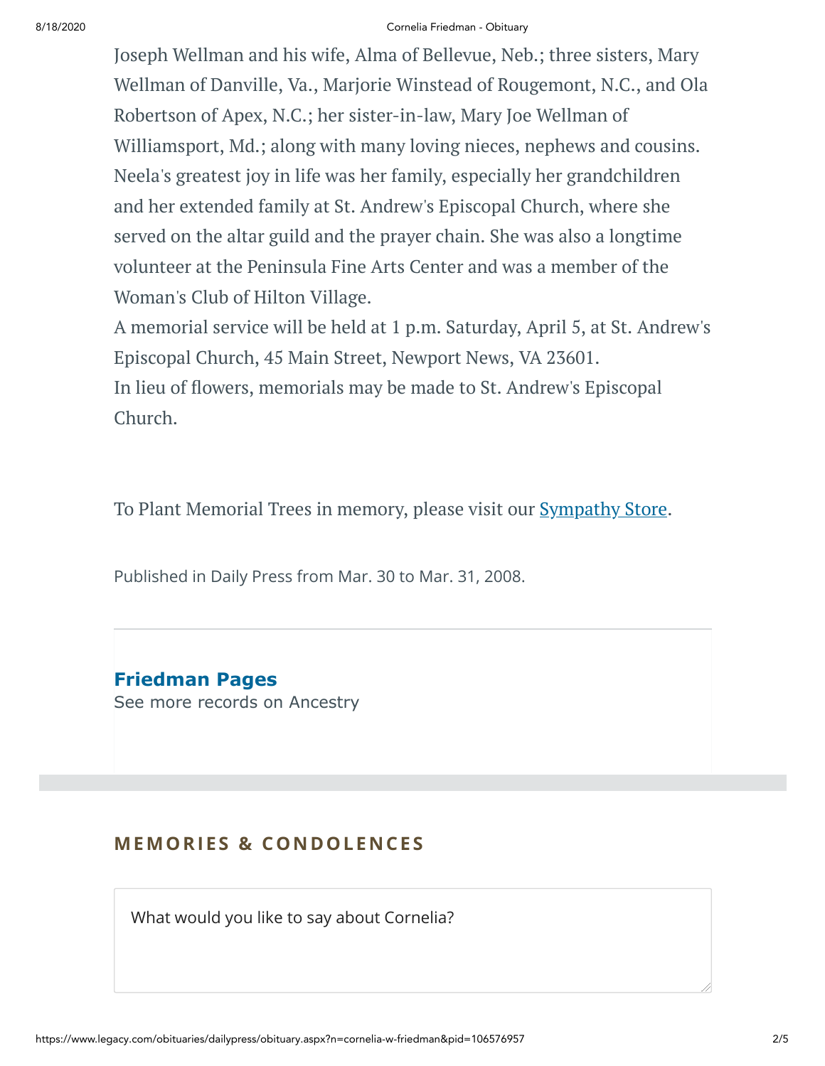Joseph Wellman and his wife, Alma of Bellevue, Neb.; three sisters, Mary Wellman of Danville, Va., Marjorie Winstead of Rougemont, N.C., and Ola Robertson of Apex, N.C.; her sister-in-law, Mary Joe Wellman of Williamsport, Md.; along with many loving nieces, nephews and cousins. Neela's greatest joy in life was her family, especially her grandchildren and her extended family at St. Andrew's Episcopal Church, where she served on the altar guild and the prayer chain. She was also a longtime volunteer at the Peninsula Fine Arts Center and was a member of the Woman's Club of Hilton Village.

A memorial service will be held at 1 p.m. Saturday, April 5, at St. Andrew's Episcopal Church, 45 Main Street, Newport News, VA 23601.

In lieu of flowers, memorials may be made to St. Andrew's Episcopal Church.

To Plant Memorial Trees in memory, please visit our Sympathy Store.

Published in Daily Press from Mar. 30 to Mar. 31, 2008.

**Friedman Pages**

See more records on Ancestry

## MEMORIES & CONDOLENCES

What would you like to say about Cornelia?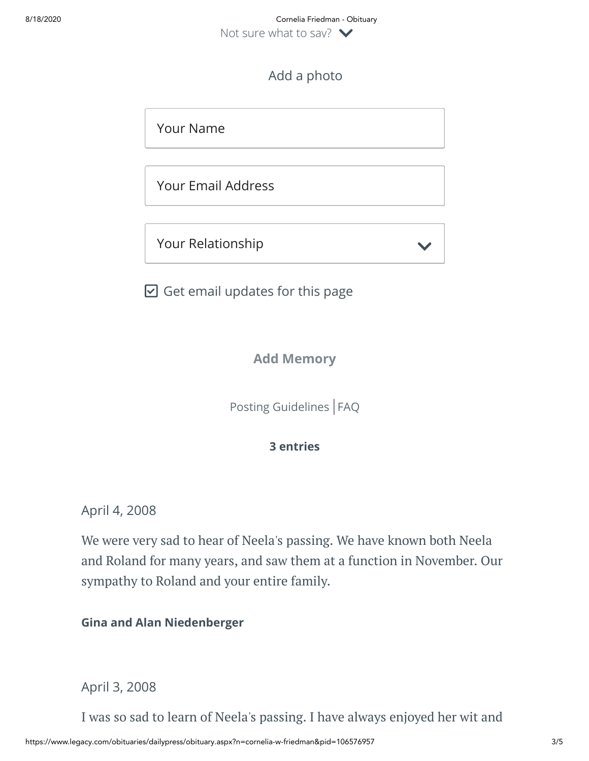Not sure what to say?

Add a photo

Your Name

Your Email Address

Your Relationship

☑ Get email updates for this page

**Add Memory**

Posting Guidelines | FAQ

**3 entries**

April 4, 2008

We were very sad to hear of Neela's passing. We have known both Neela and Roland for many years, and saw them at a function in November. Our sympathy to Roland and your entire family.

**Gina and Alan Niedenberger**

April 3, 2008

I was so sad to learn of Neela's passing. I have always enjoyed her wit and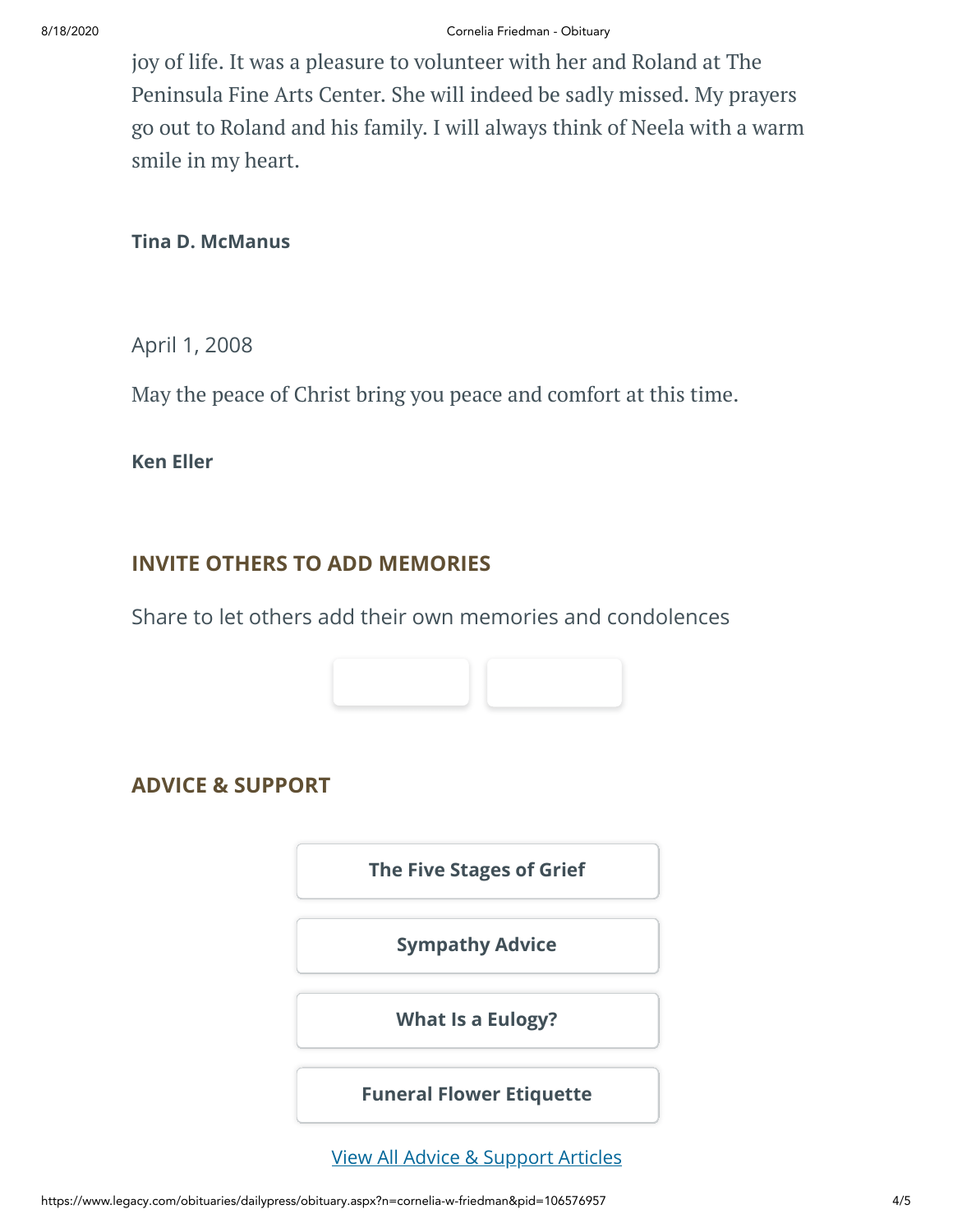joy of life. It was a pleasure to volunteer with her and Roland at The Peninsula Fine Arts Center. She will indeed be sadly missed. My prayers go out to Roland and his family. I will always think of Neela with a warm smile in my heart.

**Tina D. McManus**

April 1, 2008

May the peace of Christ bring you peace and comfort at this time.

**Ken Eller**

## INVITE OTHERS TO ADD MEMORIES

Share to let others add their own memories and condolences

## ADVICE & SUPPORT

**The Five Stages of Grief**

**Sympathy Advice**

**What Is a Eulogy?**

**Funeral Flower Etiquette**

View All Advice & Support Articles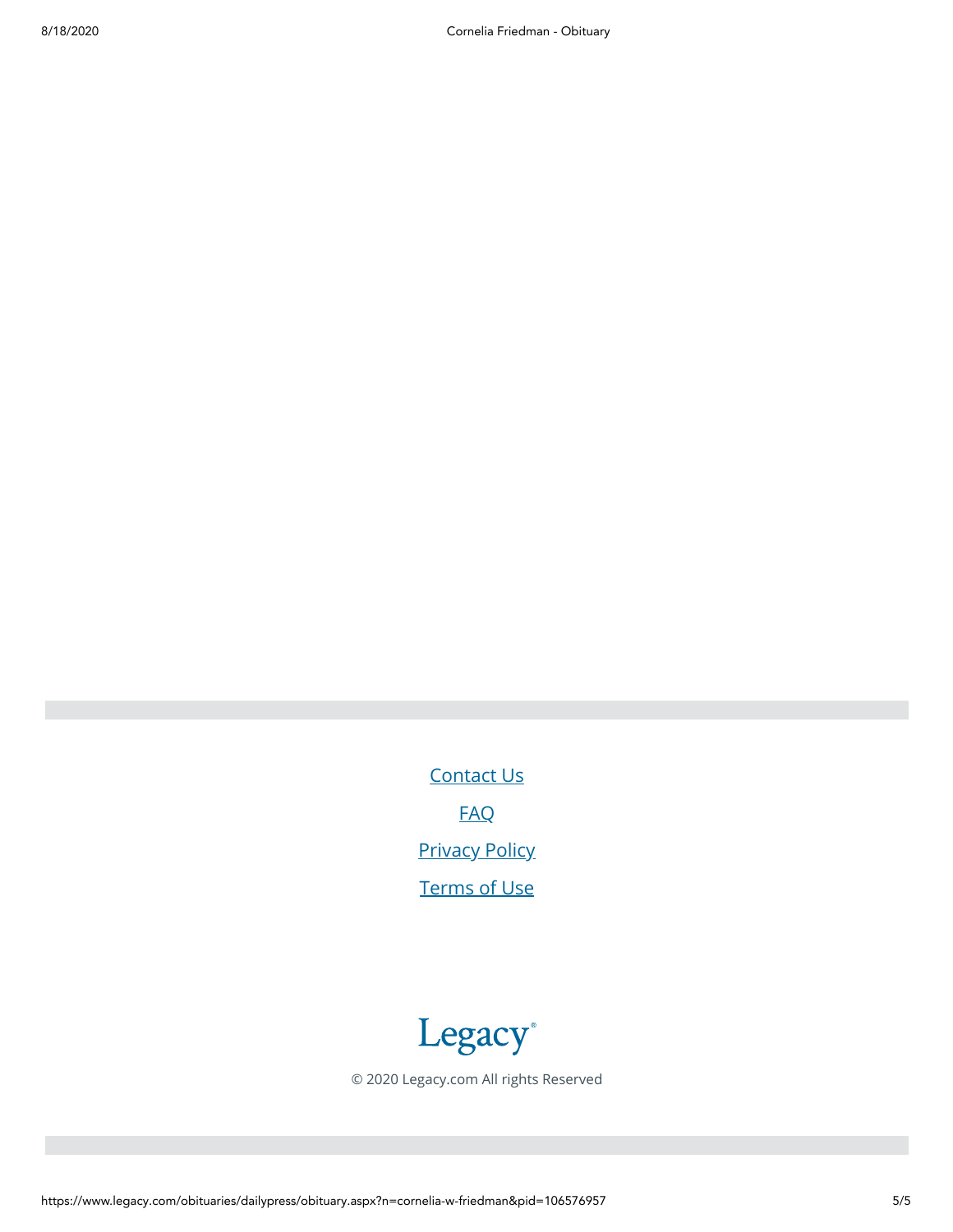Contact Us

FAQ

Privacy Policy

Terms of Use

Legacy®

© 2020 Legacy.com All rights Reserved